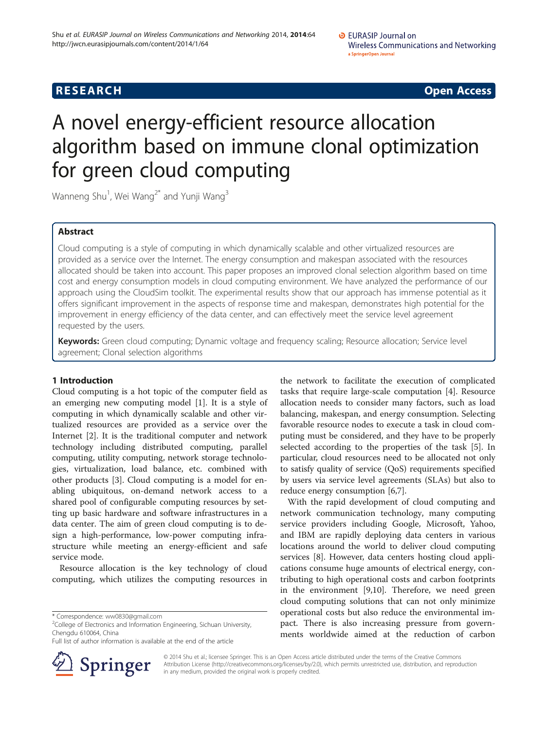RESEARCH Open Access

# A novel energy-efficient resource allocation algorithm based on immune clonal optimization for green cloud computing

Wanneng Shu[1], Wei Wang[2*] and Yunji Wang[3]

## Abstract

Cloud computing is a style of computing in which dynamically scalable and other virtualized resources are provided as a service over the Internet. The energy consumption and makespan associated with the resources allocated should be taken into account. This paper proposes an improved clonal selection algorithm based on time cost and energy consumption models in cloud computing environment. We have analyzed the performance of our approach using the CloudSim toolkit. The experimental results show that our approach has immense potential as it offers significant improvement in the aspects of response time and makespan, demonstrates high potential for the improvement in energy efficiency of the data center, and can effectively meet the service level agreement requested by the users.

**Keywords:** Green cloud computing; Dynamic voltage and frequency scaling; Resource allocation; Service level agreement; Clonal selection algorithms

## 1 Introduction

Cloud computing is a hot topic of the computer field as an emerging new computing model [1]. It is a style of computing in which dynamically scalable and other virtualized resources are provided as a service over the Internet [2]. It is the traditional computer and network technology including distributed computing, parallel computing, utility computing, network storage technologies, virtualization, load balance, etc. combined with other products [3]. Cloud computing is a model for enabling ubiquitous, on-demand network access to a shared pool of configurable computing resources by setting up basic hardware and software infrastructures in a data center. The aim of green cloud computing is to design a high-performance, low-power computing infrastructure while meeting an energy-efficient and safe service mode.

Resource allocation is the key technology of cloud computing, which utilizes the computing resources in the network to facilitate the execution of complicated tasks that require large-scale computation [4]. Resource allocation needs to consider many factors, such as load balancing, makespan, and energy consumption. Selecting favorable resource nodes to execute a task in cloud computing must be considered, and they have to be properly selected according to the properties of the task [5]. In particular, cloud resources need to be allocated not only to satisfy quality of service (QoS) requirements specified by users via service level agreements (SLAs) but also to reduce energy consumption [6,7].

With the rapid development of cloud computing and network communication technology, many computing service providers including Google, Microsoft, Yahoo, and IBM are rapidly deploying data centers in various locations around the world to deliver cloud computing services [8]. However, data centers hosting cloud applications consume huge amounts of electrical energy, contributing to high operational costs and carbon footprints in the environment [9,10]. Therefore, we need green cloud computing solutions that can not only minimize operational costs but also reduce the environmental impact. There is also increasing pressure from governments worldwide aimed at the reduction of carbon

\* Correspondence: ww0830@gmail.com
[2]College of Electronics and Information Engineering, Sichuan University, Chengdu 610064, China
Full list of author information is available at the end of the article

© 2014 Shu et al.; licensee Springer. This is an Open Access article distributed under the terms of the Creative Commons Attribution License (http://creativecommons.org/licenses/by/2.0), which permits unrestricted use, distribution, and reproduction in any medium, provided the original work is properly credited.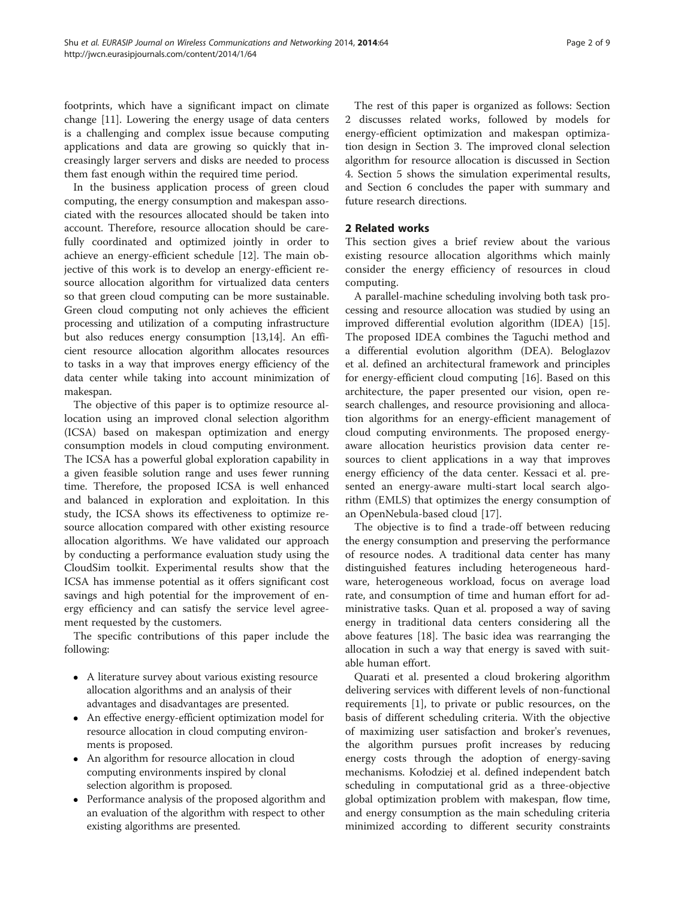footprints, which have a significant impact on climate change [11]. Lowering the energy usage of data centers is a challenging and complex issue because computing applications and data are growing so quickly that increasingly larger servers and disks are needed to process them fast enough within the required time period.

In the business application process of green cloud computing, the energy consumption and makespan associated with the resources allocated should be taken into account. Therefore, resource allocation should be carefully coordinated and optimized jointly in order to achieve an energy-efficient schedule [12]. The main objective of this work is to develop an energy-efficient resource allocation algorithm for virtualized data centers so that green cloud computing can be more sustainable. Green cloud computing not only achieves the efficient processing and utilization of a computing infrastructure but also reduces energy consumption [13,14]. An efficient resource allocation algorithm allocates resources to tasks in a way that improves energy efficiency of the data center while taking into account minimization of makespan.

The objective of this paper is to optimize resource allocation using an improved clonal selection algorithm (ICSA) based on makespan optimization and energy consumption models in cloud computing environment. The ICSA has a powerful global exploration capability in a given feasible solution range and uses fewer running time. Therefore, the proposed ICSA is well enhanced and balanced in exploration and exploitation. In this study, the ICSA shows its effectiveness to optimize resource allocation compared with other existing resource allocation algorithms. We have validated our approach by conducting a performance evaluation study using the CloudSim toolkit. Experimental results show that the ICSA has immense potential as it offers significant cost savings and high potential for the improvement of energy efficiency and can satisfy the service level agreement requested by the customers.

The specific contributions of this paper include the following:

- A literature survey about various existing resource allocation algorithms and an analysis of their advantages and disadvantages are presented.
- An effective energy-efficient optimization model for resource allocation in cloud computing environments is proposed.
- An algorithm for resource allocation in cloud computing environments inspired by clonal selection algorithm is proposed.
- Performance analysis of the proposed algorithm and an evaluation of the algorithm with respect to other existing algorithms are presented.

The rest of this paper is organized as follows: Section 2 discusses related works, followed by models for energy-efficient optimization and makespan optimization design in Section 3. The improved clonal selection algorithm for resource allocation is discussed in Section 4. Section 5 shows the simulation experimental results, and Section 6 concludes the paper with summary and future research directions.

## 2 Related works

This section gives a brief review about the various existing resource allocation algorithms which mainly consider the energy efficiency of resources in cloud computing.

A parallel-machine scheduling involving both task processing and resource allocation was studied by using an improved differential evolution algorithm (IDEA) [15]. The proposed IDEA combines the Taguchi method and a differential evolution algorithm (DEA). Beloglazov et al. defined an architectural framework and principles for energy-efficient cloud computing [16]. Based on this architecture, the paper presented our vision, open research challenges, and resource provisioning and allocation algorithms for an energy-efficient management of cloud computing environments. The proposed energy-aware allocation heuristics provision data center resources to client applications in a way that improves energy efficiency of the data center. Kessaci et al. presented an energy-aware multi-start local search algorithm (EMLS) that optimizes the energy consumption of an OpenNebula-based cloud [17].

The objective is to find a trade-off between reducing the energy consumption and preserving the performance of resource nodes. A traditional data center has many distinguished features including heterogeneous hardware, heterogeneous workload, focus on average load rate, and consumption of time and human effort for administrative tasks. Quan et al. proposed a way of saving energy in traditional data centers considering all the above features [18]. The basic idea was rearranging the allocation in such a way that energy is saved with suitable human effort.

Quarati et al. presented a cloud brokering algorithm delivering services with different levels of non-functional requirements [1], to private or public resources, on the basis of different scheduling criteria. With the objective of maximizing user satisfaction and broker's revenues, the algorithm pursues profit increases by reducing energy costs through the adoption of energy-saving mechanisms. Kołodziej et al. defined independent batch scheduling in computational grid as a three-objective global optimization problem with makespan, flow time, and energy consumption as the main scheduling criteria minimized according to different security constraints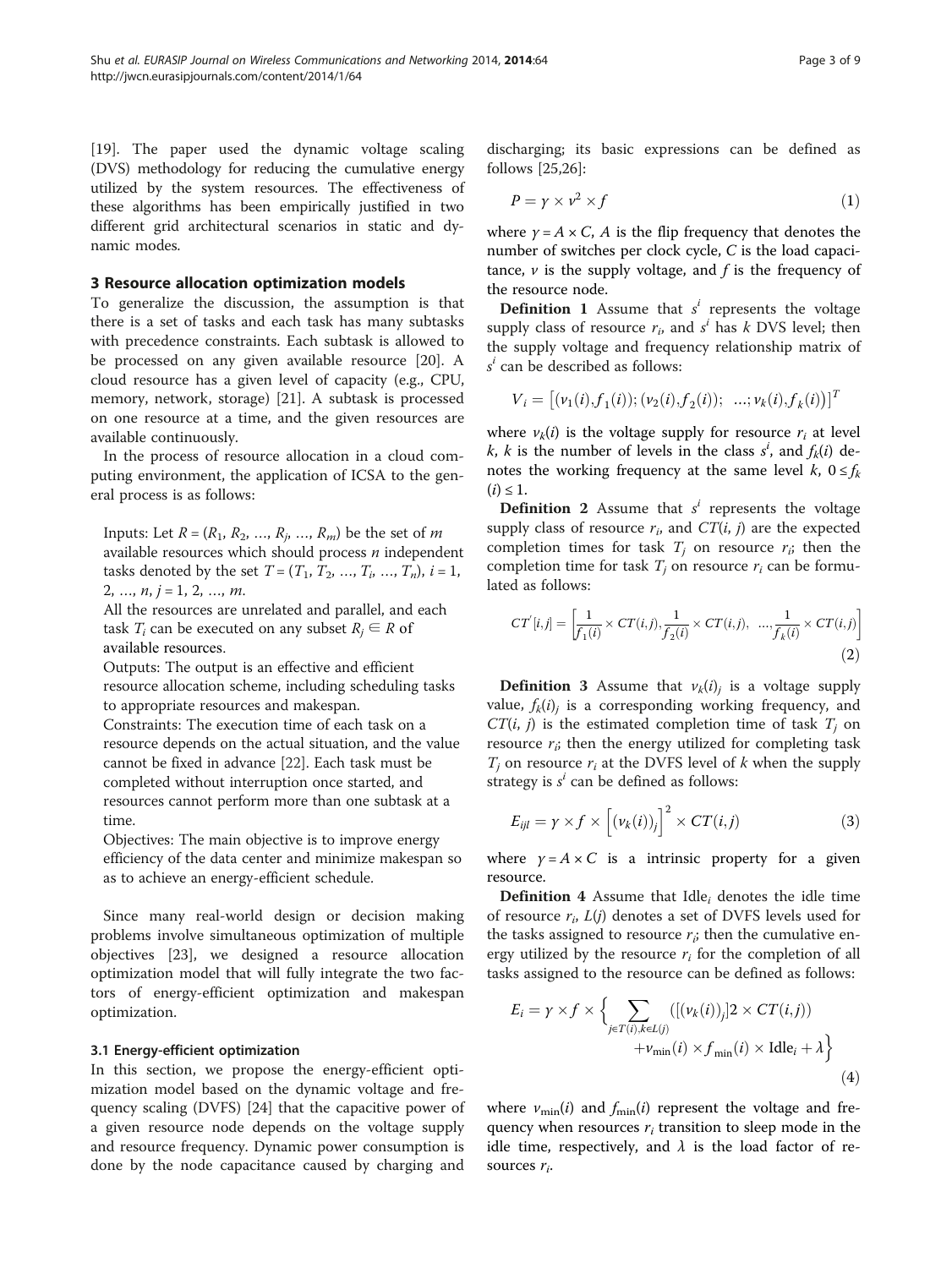[19]. The paper used the dynamic voltage scaling (DVS) methodology for reducing the cumulative energy utilized by the system resources. The effectiveness of these algorithms has been empirically justified in two different grid architectural scenarios in static and dynamic modes.

## 3 Resource allocation optimization models

To generalize the discussion, the assumption is that there is a set of tasks and each task has many subtasks with precedence constraints. Each subtask is allowed to be processed on any given available resource [20]. A cloud resource has a given level of capacity (e.g., CPU, memory, network, storage) [21]. A subtask is processed on one resource at a time, and the given resources are available continuously.

In the process of resource allocation in a cloud computing environment, the application of ICSA to the general process is as follows:

Inputs: Let $R = (R_1, R_2, \ldots, R_j, \ldots, R_m)$ be the set of $m$ available resources which should process $n$ independent tasks denoted by the set $T = (T_1, T_2, \ldots, T_i, \ldots, T_n)$, $i = 1, 2, \ldots, n$, $j = 1, 2, \ldots, m$.

All the resources are unrelated and parallel, and each task $T_i$ can be executed on any subset $R_j \in R$ of available resources.

Outputs: The output is an effective and efficient resource allocation scheme, including scheduling tasks to appropriate resources and makespan.

Constraints: The execution time of each task on a resource depends on the actual situation, and the value cannot be fixed in advance [22]. Each task must be completed without interruption once started, and resources cannot perform more than one subtask at a time.

Objectives: The main objective is to improve energy efficiency of the data center and minimize makespan so as to achieve an energy-efficient schedule.

Since many real-world design or decision making problems involve simultaneous optimization of multiple objectives [23], we designed a resource allocation optimization model that will fully integrate the two factors of energy-efficient optimization and makespan optimization.

### 3.1 Energy-efficient optimization

In this section, we propose the energy-efficient optimization model based on the dynamic voltage and frequency scaling (DVFS) [24] that the capacitive power of a given resource node depends on the voltage supply and resource frequency. Dynamic power consumption is done by the node capacitance caused by charging and discharging; its basic expressions can be defined as follows [25,26]:

$$P = \gamma \times v^2 \times f \tag{1}$$

where $\gamma = A \times C$, $A$ is the flip frequency that denotes the number of switches per clock cycle, $C$ is the load capacitance, $v$ is the supply voltage, and $f$ is the frequency of the resource node.

**Definition 1** Assume that $s^i$ represents the voltage supply class of resource $r_i$, and $s^i$ has $k$ DVS level; then the supply voltage and frequency relationship matrix of $s^i$ can be described as follows:

$$V_i = \left[(v_1(i), f_1(i)); (v_2(i), f_2(i)); \ \ldots; v_k(i), f_k(i))\right]^T$$

where $v_k(i)$ is the voltage supply for resource $r_i$ at level $k$, $k$ is the number of levels in the class $s^i$, and $f_k(i)$ denotes the working frequency at the same level $k$, $0 \le f_k(i) \le 1$.

**Definition 2** Assume that $s^i$ represents the voltage supply class of resource $r_i$, and $CT(i, j)$ are the expected completion times for task $T_j$ on resource $r_i$; then the completion time for task $T_j$ on resource $r_i$ can be formulated as follows:

$$CT'[i,j] = \left[\frac{1}{f_1(i)} \times CT(i,j), \frac{1}{f_2(i)} \times CT(i,j), \ \ldots, \frac{1}{f_k(i)} \times CT(i,j)\right] \tag{2}$$

**Definition 3** Assume that $v_k(i)_j$ is a voltage supply value, $f_k(i)_j$ is a corresponding working frequency, and $CT(i, j)$ is the estimated completion time of task $T_j$ on resource $r_i$; then the energy utilized for completing task $T_j$ on resource $r_i$ at the DVFS level of $k$ when the supply strategy is $s^i$ can be defined as follows:

$$E_{ijl} = \gamma \times f \times \left[(v_k(i))_j\right]^2 \times CT(i,j) \tag{3}$$

where $\gamma = A \times C$ is a intrinsic property for a given resource.

**Definition 4** Assume that $\text{Idle}_i$ denotes the idle time of resource $r_i$, $L(j)$ denotes a set of DVFS levels used for the tasks assigned to resource $r_i$; then the cumulative energy utilized by the resource $r_i$ for the completion of all tasks assigned to the resource can be defined as follows:

$$E_i = \gamma \times f \times \left\{ \sum_{j \in T(i), k \in L(j)} \left( [(v_k(i))_j] 2 \times CT(i,j) \right) + v_{\min}(i) \times f_{\min}(i) \times \text{Idle}_i + \lambda \right\} \tag{4}$$

where $v_{\min}(i)$ and $f_{\min}(i)$ represent the voltage and frequency when resources $r_i$ transition to sleep mode in the idle time, respectively, and $\lambda$ is the load factor of resources $r_i$.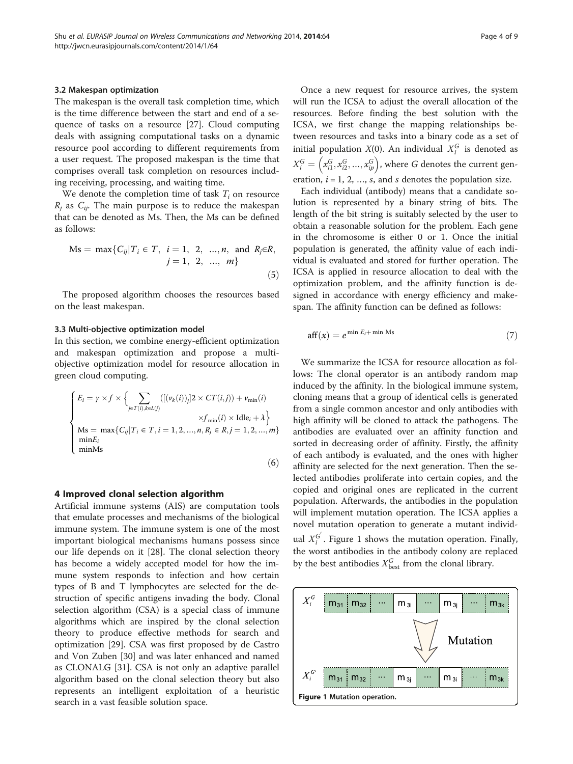### 3.2 Makespan optimization

The makespan is the overall task completion time, which is the time difference between the start and end of a sequence of tasks on a resource [27]. Cloud computing deals with assigning computational tasks on a dynamic resource pool according to different requirements from a user request. The proposed makespan is the time that comprises overall task completion on resources including receiving, processing, and waiting time.

We denote the completion time of task $T_i$ on resource $R_j$ as $C_{ij}$. The main purpose is to reduce the makespan that can be denoted as Ms. Then, the Ms can be defined as follows:

$$\text{Ms} = \max\{C_{ij} | T_i \in T, \ \ i = 1, \ 2, \ \ldots, n, \ \text{and} \ R_j \in R, \ j = 1, \ 2, \ \ldots, \ m\} \tag{5}$$

The proposed algorithm chooses the resources based on the least makespan.

### 3.3 Multi-objective optimization model

In this section, we combine energy-efficient optimization and makespan optimization and propose a multi-objective optimization model for resource allocation in green cloud computing.

$$\begin{cases} E_i = \gamma \times f \times \Big\{ \sum\limits_{j \in T(i), k \in L(j)} ([(v_k(i))_j]2 \times CT(i,j)) + v_{\min}(i) \\ \qquad \qquad \times f_{\min}(i) \times \text{Idle}_i + \lambda \Big\} \\ \text{Ms} = \max\{C_{ij} | T_i \in T, i = 1, 2, \ldots, n, R_j \in R, j = 1, 2, \ldots, m\} \\ \min E_i \\ \min \text{Ms} \end{cases} \tag{6}$$

## 4 Improved clonal selection algorithm

Artificial immune systems (AIS) are computation tools that emulate processes and mechanisms of the biological immune system. The immune system is one of the most important biological mechanisms humans possess since our life depends on it [28]. The clonal selection theory has become a widely accepted model for how the immune system responds to infection and how certain types of B and T lymphocytes are selected for the destruction of specific antigens invading the body. Clonal selection algorithm (CSA) is a special class of immune algorithms which are inspired by the clonal selection theory to produce effective methods for search and optimization [29]. CSA was first proposed by de Castro and Von Zuben [30] and was later enhanced and named as CLONALG [31]. CSA is not only an adaptive parallel algorithm based on the clonal selection theory but also represents an intelligent exploitation of a heuristic search in a vast feasible solution space.

Once a new request for resource arrives, the system will run the ICSA to adjust the overall allocation of the resources. Before finding the best solution with the ICSA, we first change the mapping relationships between resources and tasks into a binary code as a set of initial population $X(0)$. An individual $X_i^G$ is denoted as $X_i^G = \left(x_{i1}^G, x_{i2}^G, \ldots, x_{ip}^G\right)$, where $G$ denotes the current generation, $i = 1, 2, \ldots, s$, and $s$ denotes the population size.

Each individual (antibody) means that a candidate solution is represented by a binary string of bits. The length of the bit string is suitably selected by the user to obtain a reasonable solution for the problem. Each gene in the chromosome is either 0 or 1. Once the initial population is generated, the affinity value of each individual is evaluated and stored for further operation. The ICSA is applied in resource allocation to deal with the optimization problem, and the affinity function is designed in accordance with energy efficiency and makespan. The affinity function can be defined as follows:

$$\text{aff}(x) = e^{\min E_i + \min \text{Ms}} \tag{7}$$

We summarize the ICSA for resource allocation as follows: The clonal operator is an antibody random map induced by the affinity. In the biological immune system, cloning means that a group of identical cells is generated from a single common ancestor and only antibodies with high affinity will be cloned to attack the pathogens. The antibodies are evaluated over an affinity function and sorted in decreasing order of affinity. Firstly, the affinity of each antibody is evaluated, and the ones with higher affinity are selected for the next generation. Then the selected antibodies proliferate into certain copies, and the copied and original ones are replicated in the current population. Afterwards, the antibodies in the population will implement mutation operation. The ICSA applies a novel mutation operation to generate a mutant individual $X_i^{G'}$. Figure 1 shows the mutation operation. Finally, the worst antibodies in the antibody colony are replaced by the best antibodies $X_{\text{best}}^G$ from the clonal library.

**Figure 1** Mutation operation.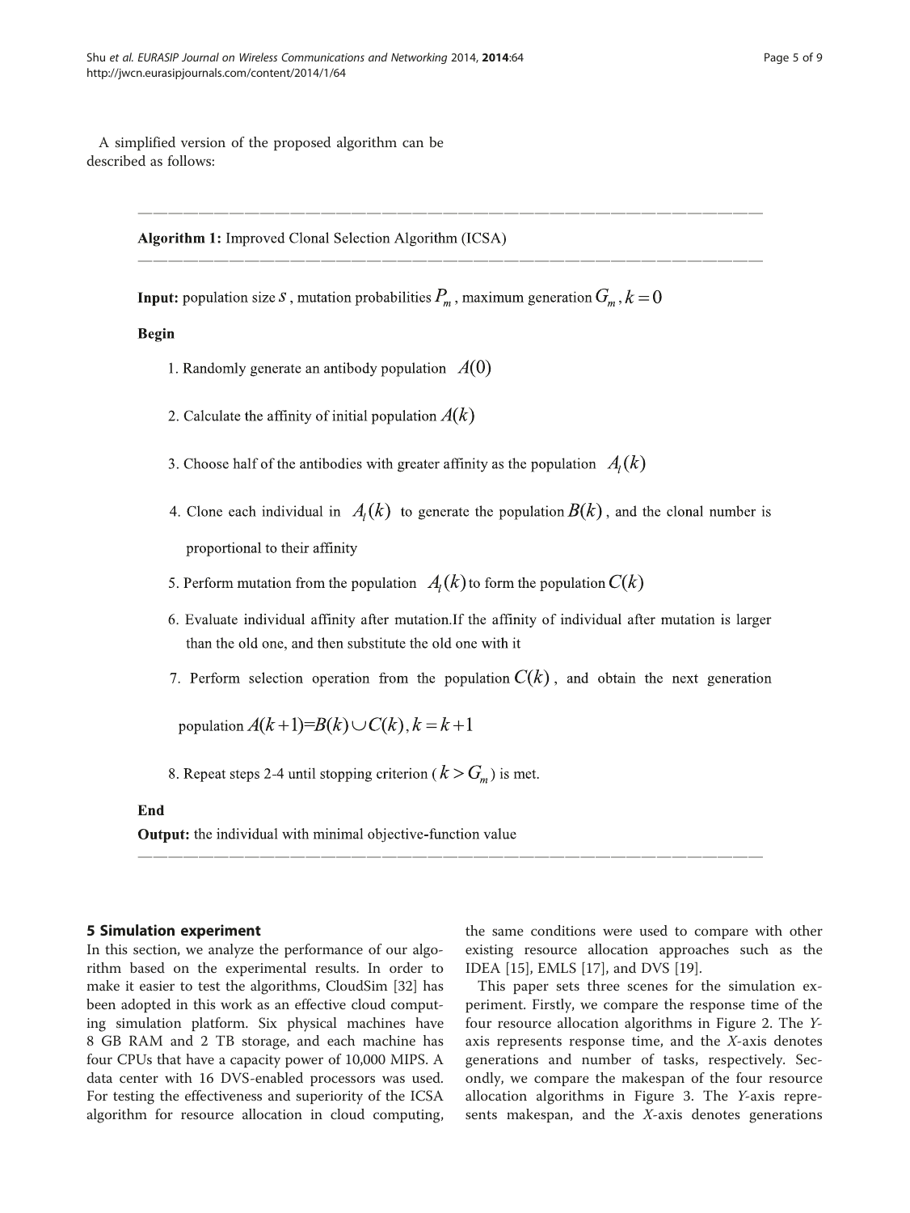A simplified version of the proposed algorithm can be described as follows:

---

**Algorithm 1:** Improved Clonal Selection Algorithm (ICSA)

---

**Input:** population size $S$, mutation probabilities $P_m$, maximum generation $G_m$, $k=0$

**Begin**

1. Randomly generate an antibody population $A(0)$
2. Calculate the affinity of initial population $A(k)$
3. Choose half of the antibodies with greater affinity as the population $A_l(k)$
4. Clone each individual in $A_l(k)$ to generate the population $B(k)$, and the clonal number is proportional to their affinity
5. Perform mutation from the population $A_l(k)$ to form the population $C(k)$
6. Evaluate individual affinity after mutation.If the affinity of individual after mutation is larger than the old one, and then substitute the old one with it
7. Perform selection operation from the population $C(k)$, and obtain the next generation population $A(k+1)=B(k)\cup C(k), k=k+1$
8. Repeat steps 2-4 until stopping criterion ($k > G_m$) is met.

**End**

**Output:** the individual with minimal objective-function value

---

## 5 Simulation experiment

In this section, we analyze the performance of our algorithm based on the experimental results. In order to make it easier to test the algorithms, CloudSim [32] has been adopted in this work as an effective cloud computing simulation platform. Six physical machines have 8 GB RAM and 2 TB storage, and each machine has four CPUs that have a capacity power of 10,000 MIPS. A data center with 16 DVS-enabled processors was used. For testing the effectiveness and superiority of the ICSA algorithm for resource allocation in cloud computing, the same conditions were used to compare with other existing resource allocation approaches such as the IDEA [15], EMLS [17], and DVS [19].

This paper sets three scenes for the simulation experiment. Firstly, we compare the response time of the four resource allocation algorithms in Figure 2. The *Y*-axis represents response time, and the *X*-axis denotes generations and number of tasks, respectively. Secondly, we compare the makespan of the four resource allocation algorithms in Figure 3. The *Y*-axis represents makespan, and the *X*-axis denotes generations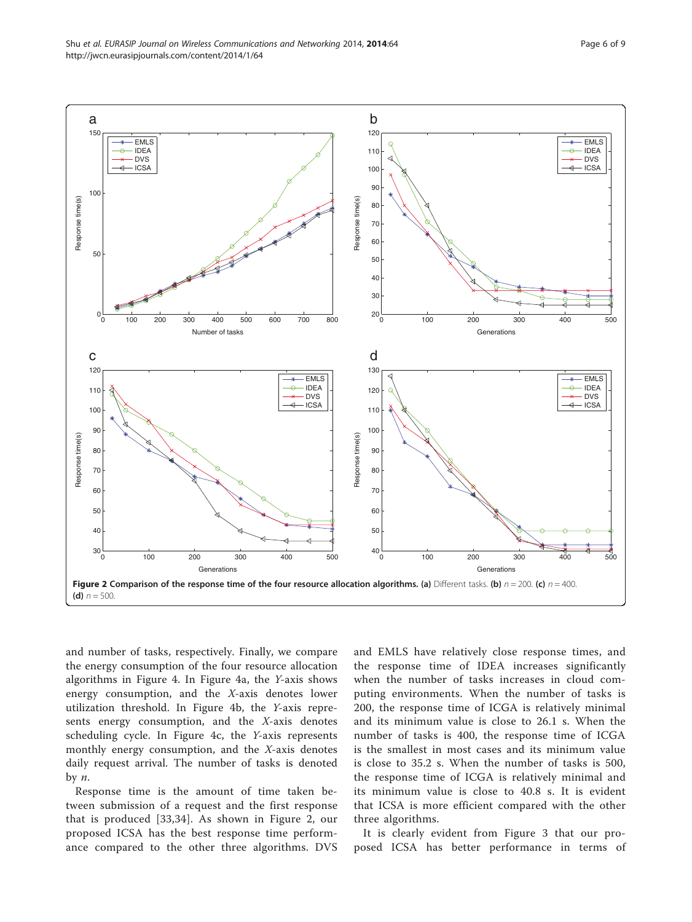**Figure 2 Comparison of the response time of the four resource allocation algorithms. (a)** Different tasks. **(b)** $n = 200$. **(c)** $n = 400$. **(d)** $n = 500$.

and number of tasks, respectively. Finally, we compare the energy consumption of the four resource allocation algorithms in Figure 4. In Figure 4a, the *Y*-axis shows energy consumption, and the *X*-axis denotes lower utilization threshold. In Figure 4b, the *Y*-axis represents energy consumption, and the *X*-axis denotes scheduling cycle. In Figure 4c, the *Y*-axis represents monthly energy consumption, and the *X*-axis denotes daily request arrival. The number of tasks is denoted by *n*.

Response time is the amount of time taken between submission of a request and the first response that is produced [33,34]. As shown in Figure 2, our proposed ICSA has the best response time performance compared to the other three algorithms. DVS and EMLS have relatively close response times, and the response time of IDEA increases significantly when the number of tasks increases in cloud computing environments. When the number of tasks is 200, the response time of ICGA is relatively minimal and its minimum value is close to 26.1 s. When the number of tasks is 400, the response time of ICGA is the smallest in most cases and its minimum value is close to 35.2 s. When the number of tasks is 500, the response time of ICGA is relatively minimal and its minimum value is close to 40.8 s. It is evident that ICSA is more efficient compared with the other three algorithms.

It is clearly evident from Figure 3 that our proposed ICSA has better performance in terms of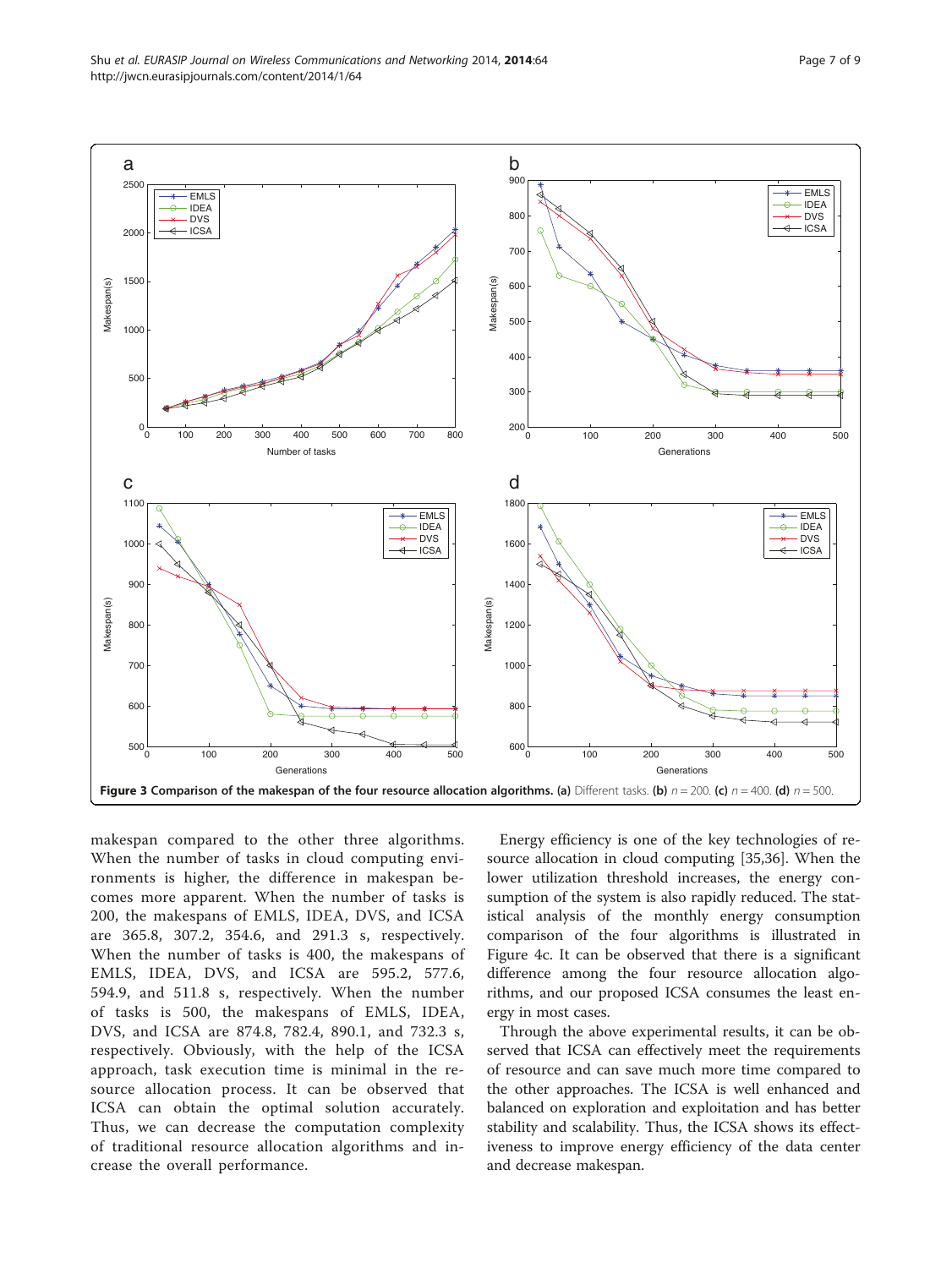Figure 3 Comparison of the makespan of the four resource allocation algorithms. (a) Different tasks. (b) $n = 200$. (c) $n = 400$. (d) $n = 500$.

makespan compared to the other three algorithms. When the number of tasks in cloud computing environments is higher, the difference in makespan becomes more apparent. When the number of tasks is 200, the makespans of EMLS, IDEA, DVS, and ICSA are 365.8, 307.2, 354.6, and 291.3 s, respectively. When the number of tasks is 400, the makespans of EMLS, IDEA, DVS, and ICSA are 595.2, 577.6, 594.9, and 511.8 s, respectively. When the number of tasks is 500, the makespans of EMLS, IDEA, DVS, and ICSA are 874.8, 782.4, 890.1, and 732.3 s, respectively. Obviously, with the help of the ICSA approach, task execution time is minimal in the resource allocation process. It can be observed that ICSA can obtain the optimal solution accurately. Thus, we can decrease the computation complexity of traditional resource allocation algorithms and increase the overall performance.

Energy efficiency is one of the key technologies of resource allocation in cloud computing [35,36]. When the lower utilization threshold increases, the energy consumption of the system is also rapidly reduced. The statistical analysis of the monthly energy consumption comparison of the four algorithms is illustrated in Figure 4c. It can be observed that there is a significant difference among the four resource allocation algorithms, and our proposed ICSA consumes the least energy in most cases.

Through the above experimental results, it can be observed that ICSA can effectively meet the requirements of resource and can save much more time compared to the other approaches. The ICSA is well enhanced and balanced on exploration and exploitation and has better stability and scalability. Thus, the ICSA shows its effectiveness to improve energy efficiency of the data center and decrease makespan.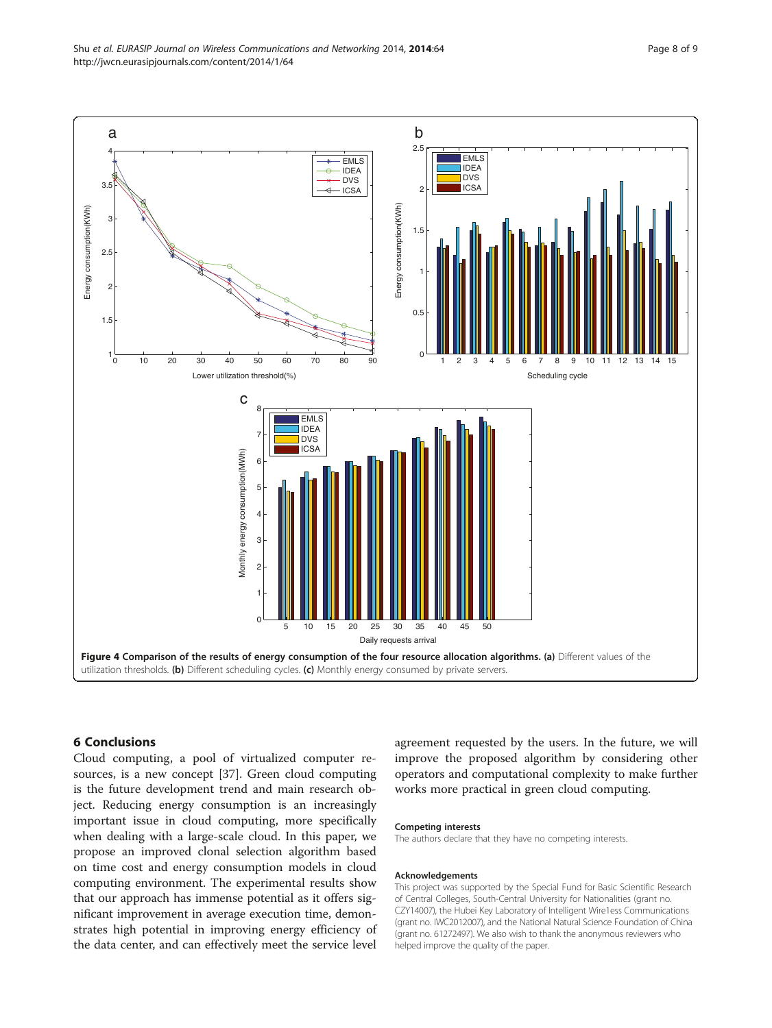**Figure 4 Comparison of the results of energy consumption of the four resource allocation algorithms. (a)** Different values of the utilization thresholds. **(b)** Different scheduling cycles. **(c)** Monthly energy consumed by private servers.

## 6 Conclusions

Cloud computing, a pool of virtualized computer resources, is a new concept [37]. Green cloud computing is the future development trend and main research object. Reducing energy consumption is an increasingly important issue in cloud computing, more specifically when dealing with a large-scale cloud. In this paper, we propose an improved clonal selection algorithm based on time cost and energy consumption models in cloud computing environment. The experimental results show that our approach has immense potential as it offers significant improvement in average execution time, demonstrates high potential in improving energy efficiency of the data center, and can effectively meet the service level agreement requested by the users. In the future, we will improve the proposed algorithm by considering other operators and computational complexity to make further works more practical in green cloud computing.

#### Competing interests

The authors declare that they have no competing interests.

#### Acknowledgements

This project was supported by the Special Fund for Basic Scientific Research of Central Colleges, South-Central University for Nationalities (grant no. CZY14007), the Hubei Key Laboratory of Intelligent Wire1ess Communications (grant no. IWC2012007), and the National Natural Science Foundation of China (grant no. 61272497). We also wish to thank the anonymous reviewers who helped improve the quality of the paper.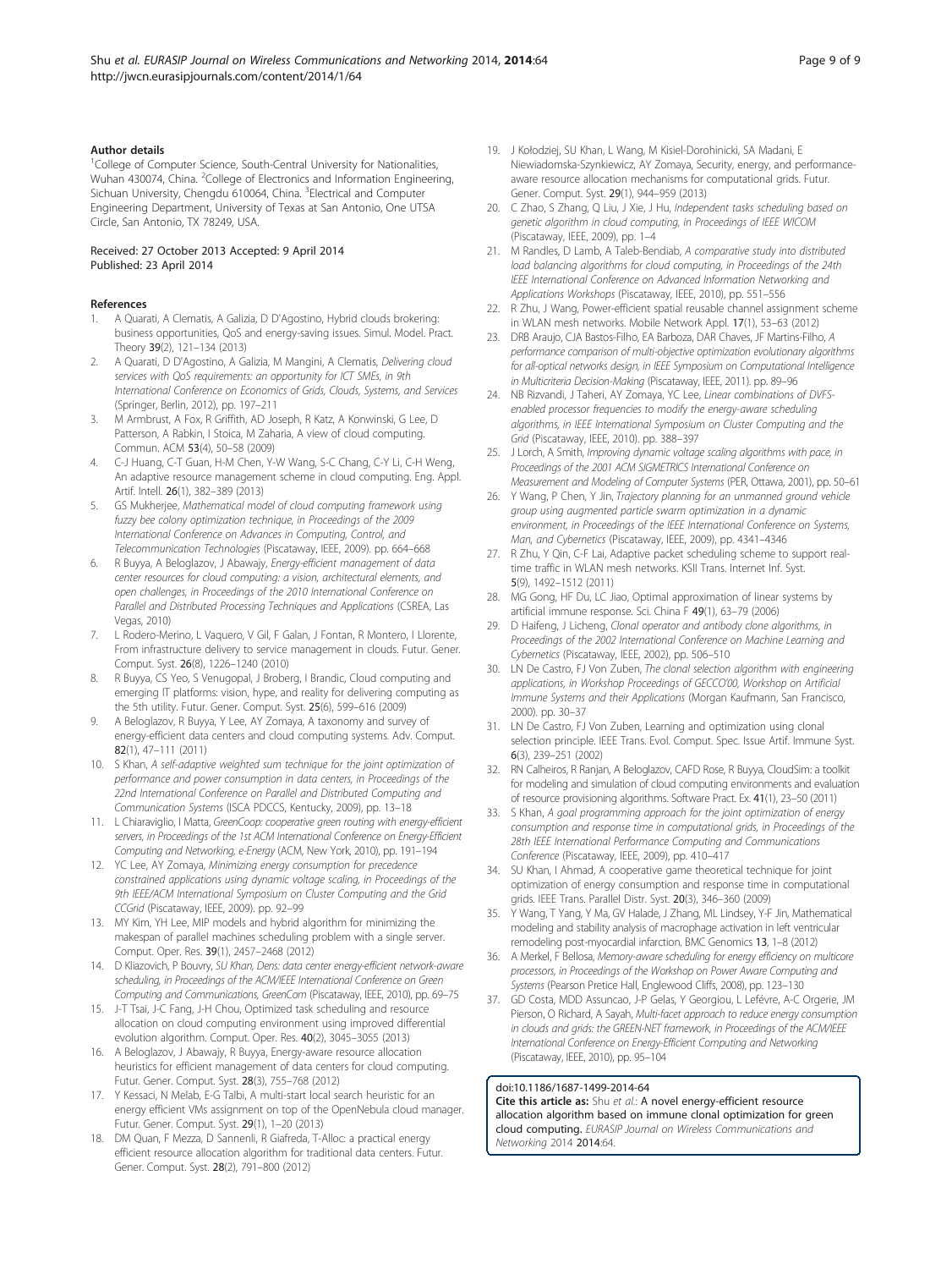#### Author details

[1]College of Computer Science, South-Central University for Nationalities, Wuhan 430074, China. [2]College of Electronics and Information Engineering, Sichuan University, Chengdu 610064, China. [3]Electrical and Computer Engineering Department, University of Texas at San Antonio, One UTSA Circle, San Antonio, TX 78249, USA.

Received: 27 October 2013 Accepted: 9 April 2014
Published: 23 April 2014

#### References

1. A Quarati, A Clematis, A Galizia, D D'Agostino, Hybrid clouds brokering: business opportunities, QoS and energy-saving issues. Simul. Model. Pract. Theory **39**(2), 121–134 (2013)
2. A Quarati, D D'Agostino, A Galizia, M Mangini, A Clematis, *Delivering cloud services with QoS requirements: an opportunity for ICT SMEs, in 9th International Conference on Economics of Grids, Clouds, Systems, and Services* (Springer, Berlin, 2012), pp. 197–211
3. M Armbrust, A Fox, R Griffith, AD Joseph, R Katz, A Konwinski, G Lee, D Patterson, A Rabkin, I Stoica, M Zaharia, A view of cloud computing. Commun. ACM **53**(4), 50–58 (2009)
4. C-J Huang, C-T Guan, H-M Chen, Y-W Wang, S-C Chang, C-Y Li, C-H Weng, An adaptive resource management scheme in cloud computing. Eng. Appl. Artif. Intell. **26**(1), 382–389 (2013)
5. GS Mukherjee, *Mathematical model of cloud computing framework using fuzzy bee colony optimization technique, in Proceedings of the 2009 International Conference on Advances in Computing, Control, and Telecommunication Technologies* (Piscataway, IEEE, 2009). pp. 664–668
6. R Buyya, A Beloglazov, J Abawajy, *Energy-efficient management of data center resources for cloud computing: a vision, architectural elements, and open challenges, in Proceedings of the 2010 International Conference on Parallel and Distributed Processing Techniques and Applications* (CSREA, Las Vegas, 2010)
7. L Rodero-Merino, L Vaquero, V Gil, F Galan, J Fontan, R Montero, I Llorente, From infrastructure delivery to service management in clouds. Futur. Gener. Comput. Syst. **26**(8), 1226–1240 (2010)
8. R Buyya, CS Yeo, S Venugopal, J Broberg, I Brandic, Cloud computing and emerging IT platforms: vision, hype, and reality for delivering computing as the 5th utility. Futur. Gener. Comput. Syst. **25**(6), 599–616 (2009)
9. A Beloglazov, R Buyya, Y Lee, AY Zomaya, A taxonomy and survey of energy-efficient data centers and cloud computing systems. Adv. Comput. **82**(1), 47–111 (2011)
10. S Khan, *A self-adaptive weighted sum technique for the joint optimization of performance and power consumption in data centers, in Proceedings of the 22nd International Conference on Parallel and Distributed Computing and Communication Systems* (ISCA PDCCS, Kentucky, 2009), pp. 13–18
11. L Chiaraviglio, I Matta, *GreenCoop: cooperative green routing with energy-efficient servers, in Proceedings of the 1st ACM International Conference on Energy-Efficient Computing and Networking, e-Energy* (ACM, New York, 2010), pp. 191–194
12. YC Lee, AY Zomaya, *Minimizing energy consumption for precedence constrained applications using dynamic voltage scaling, in Proceedings of the 9th IEEE/ACM International Symposium on Cluster Computing and the Grid CCGrid* (Piscataway, IEEE, 2009). pp. 92–99
13. MY Kim, YH Lee, MIP models and hybrid algorithm for minimizing the makespan of parallel machines scheduling problem with a single server. Comput. Oper. Res. **39**(1), 2457–2468 (2012)
14. D Kliazovich, P Bouvry, *SU Khan, Dens: data center energy-efficient network-aware scheduling, in Proceedings of the ACM/IEEE International Conference on Green Computing and Communications, GreenCom* (Piscataway, IEEE, 2010), pp. 69–75
15. J-T Tsai, J-C Fang, J-H Chou, Optimized task scheduling and resource allocation on cloud computing environment using improved differential evolution algorithm. Comput. Oper. Res. **40**(2), 3045–3055 (2013)
16. A Beloglazov, J Abawajy, R Buyya, Energy-aware resource allocation heuristics for efficient management of data centers for cloud computing. Futur. Gener. Comput. Syst. **28**(3), 755–768 (2012)
17. Y Kessaci, N Melab, E-G Talbi, A multi-start local search heuristic for an energy efficient VMs assignment on top of the OpenNebula cloud manager. Futur. Gener. Comput. Syst. **29**(1), 1–20 (2013)
18. DM Quan, F Mezza, D Sannenli, R Giafreda, T-Alloc: a practical energy efficient resource allocation algorithm for traditional data centers. Futur. Gener. Comput. Syst. **28**(2), 791–800 (2012)
19. J Kołodziej, SU Khan, L Wang, M Kisiel-Dorohinicki, SA Madani, E Niewiadomska-Szynkiewicz, AY Zomaya, Security, energy, and performance-aware resource allocation mechanisms for computational grids. Futur. Gener. Comput. Syst. **29**(1), 944–959 (2013)
20. C Zhao, S Zhang, Q Liu, J Xie, J Hu, *Independent tasks scheduling based on genetic algorithm in cloud computing, in Proceedings of IEEE WICOM* (Piscataway, IEEE, 2009), pp. 1–4
21. M Randles, D Lamb, A Taleb-Bendiab, *A comparative study into distributed load balancing algorithms for cloud computing, in Proceedings of the 24th IEEE International Conference on Advanced Information Networking and Applications Workshops* (Piscataway, IEEE, 2010), pp. 551–556
22. R Zhu, J Wang, Power-efficient spatial reusable channel assignment scheme in WLAN mesh networks. Mobile Network Appl. **17**(1), 53–63 (2012)
23. DRB Araujo, CJA Bastos-Filho, EA Barboza, DAR Chaves, JF Martins-Filho, *A performance comparison of multi-objective optimization evolutionary algorithms for all-optical networks design, in IEEE Symposium on Computational Intelligence in Multicriteria Decision-Making* (Piscataway, IEEE, 2011). pp. 89–96
24. NB Rizvandi, J Taheri, AY Zomaya, YC Lee, *Linear combinations of DVFS-enabled processor frequencies to modify the energy-aware scheduling algorithms, in IEEE International Symposium on Cluster Computing and the Grid* (Piscataway, IEEE, 2010). pp. 388–397
25. J Lorch, A Smith, *Improving dynamic voltage scaling algorithms with pace, in Proceedings of the 2001 ACM SIGMETRICS International Conference on Measurement and Modeling of Computer Systems* (PER, Ottawa, 2001), pp. 50–61
26. Y Wang, P Chen, Y Jin, *Trajectory planning for an unmanned ground vehicle group using augmented particle swarm optimization in a dynamic environment, in Proceedings of the IEEE International Conference on Systems, Man, and Cybernetics* (Piscataway, IEEE, 2009), pp. 4341–4346
27. R Zhu, Y Qin, C-F Lai, Adaptive packet scheduling scheme to support real-time traffic in WLAN mesh networks. KSII Trans. Internet Inf. Syst. **5**(9), 1492–1512 (2011)
28. MG Gong, HF Du, LC Jiao, Optimal approximation of linear systems by artificial immune response. Sci. China F **49**(1), 63–79 (2006)
29. D Haifeng, J Licheng, *Clonal operator and antibody clone algorithms, in Proceedings of the 2002 International Conference on Machine Learning and Cybernetics* (Piscataway, IEEE, 2002), pp. 506–510
30. LN De Castro, FJ Von Zuben, *The clonal selection algorithm with engineering applications, in Workshop Proceedings of GECCO'00, Workshop on Artificial Immune Systems and their Applications* (Morgan Kaufmann, San Francisco, 2000). pp. 30–37
31. LN De Castro, FJ Von Zuben, Learning and optimization using clonal selection principle. IEEE Trans. Evol. Comput. Spec. Issue Artif. Immune Syst. **6**(3), 239–251 (2002)
32. RN Calheiros, R Ranjan, A Beloglazov, CAFD Rose, R Buyya, CloudSim: a toolkit for modeling and simulation of cloud computing environments and evaluation of resource provisioning algorithms. Software Pract. Ex. **41**(1), 23–50 (2011)
33. S Khan, *A goal programming approach for the joint optimization of energy consumption and response time in computational grids, in Proceedings of the 28th IEEE International Performance Computing and Communications Conference* (Piscataway, IEEE, 2009), pp. 410–417
34. SU Khan, I Ahmad, A cooperative game theoretical technique for joint optimization of energy consumption and response time in computational grids. IEEE Trans. Parallel Distr. Syst. **20**(3), 346–360 (2009)
35. Y Wang, T Yang, Y Ma, GV Halade, J Zhang, ML Lindsey, Y-F Jin, Mathematical modeling and stability analysis of macrophage activation in left ventricular remodeling post-myocardial infarction. BMC Genomics **13**, 1–8 (2012)
36. A Merkel, F Bellosa, *Memory-aware scheduling for energy efficiency on multicore processors, in Proceedings of the Workshop on Power Aware Computing and Systems* (Pearson Pretice Hall, Englewood Cliffs, 2008), pp. 123–130
37. GD Costa, MDD Assuncao, J-P Gelas, Y Georgiou, L Lefévre, A-C Orgerie, JM Pierson, O Richard, A Sayah, *Multi-facet approach to reduce energy consumption in clouds and grids: the GREEN-NET framework, in Proceedings of the ACM/IEEE International Conference on Energy-Efficient Computing and Networking* (Piscataway, IEEE, 2010), pp. 95–104

doi:10.1186/1687-1499-2014-64

**Cite this article as:** Shu *et al.*: A novel energy-efficient resource allocation algorithm based on immune clonal optimization for green cloud computing. *EURASIP Journal on Wireless Communications and Networking* 2014 **2014**:64.